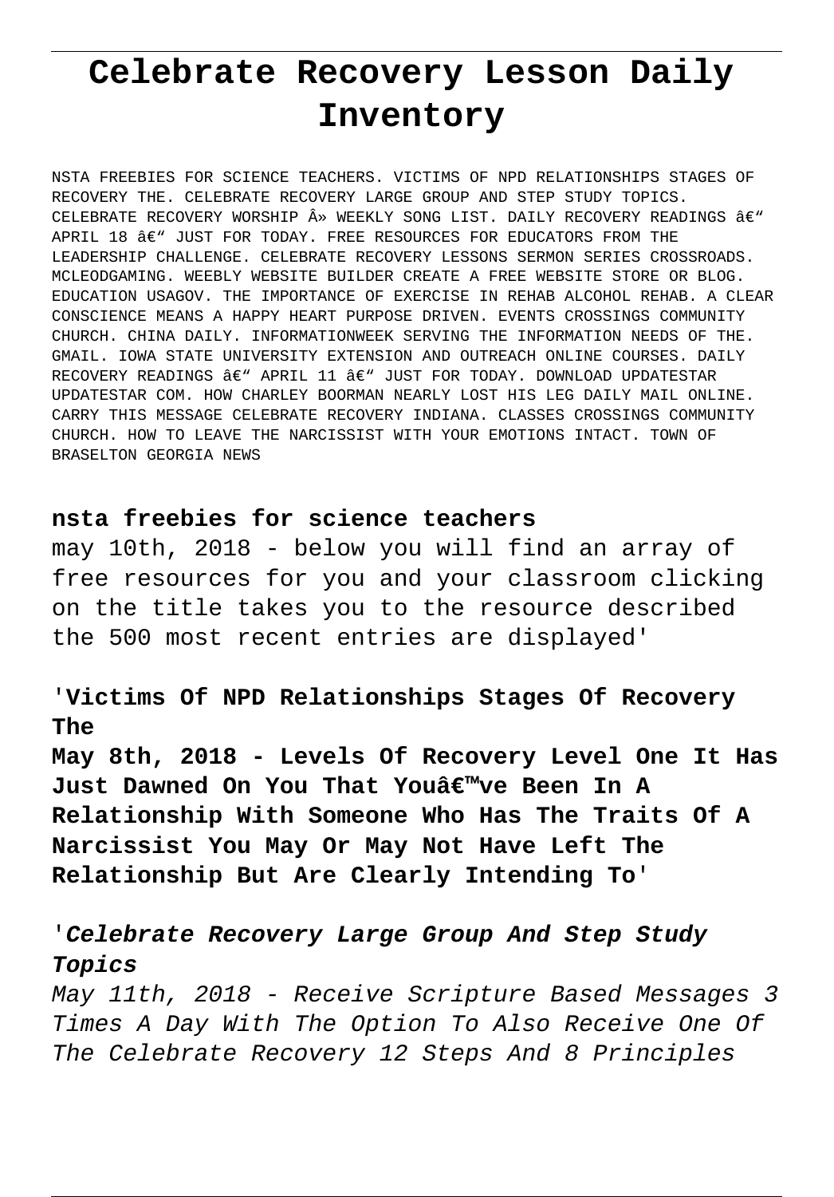# Celebrate Recovery Lesson Daily Inventory

NSTA FREEBIES FOR SCIENCE TEACHERS. VICTIMS OF NPD RELATIONSHIPS STAGES OF RECOVERY THE. CELEBRATE RECOVERY LARGE GROUP AND STEP STUDY TOPICS. CELEBRATE RECOVERY WORSHIP Â» WEEKLY SONG LIST. DAILY RECOVERY READINGS â€" APRIL 18 â€" JUST FOR TODAY. FREE RESOURCES FOR EDUCATORS FROM THE LEADERSHIP CHALLENGE. CELEBRATE RECOVERY LESSONS SERMON SERIES CROSSROADS. MCLEODGAMING. WEEBLY WEBSITE BUILDER CREATE A FREE WEBSITE STORE OR BLOG. EDUCATION USAGOV. THE IMPORTANCE OF EXERCISE IN REHAB ALCOHOL REHAB. A CLEAR CONSCIENCE MEANS A HAPPY HEART PURPOSE DRIVEN. EVENTS CROSSINGS COMMUNITY CHURCH. CHINA DAILY. INFORMATIONWEEK SERVING THE INFORMATION NEEDS OF THE. GMAIL. IOWA STATE UNIVERSITY EXTENSION AND OUTREACH ONLINE COURSES. DAILY RECOVERY READINGS â€" APRIL 11 â€" JUST FOR TODAY. DOWNLOAD UPDATESTAR UPDATESTAR COM. HOW CHARLEY BOORMAN NEARLY LOST HIS LEG DAILY MAIL ONLINE. CARRY THIS MESSAGE CELEBRATE RECOVERY INDIANA. CLASSES CROSSINGS COMMUNITY CHURCH. HOW TO LEAVE THE NARCISSIST WITH YOUR EMOTIONS INTACT. TOWN OF BRASELTON GEORGIA NEWS

**nsta freebies for science teachers**

may 10th, 2018 - below you will find an array of free resources for you and your classroom clicking on the title takes you to the resource described the 500 most recent entries are displayed'

'**Victims Of NPD Relationships Stages Of Recovery The**

**May 8th, 2018 - Levels Of Recovery Level One It Has Just Dawned On You That Youâ€™ve Been In A Relationship With Someone Who Has The Traits Of A Narcissist You May Or May Not Have Left The Relationship But Are Clearly Intending To**'

'***Celebrate Recovery Large Group And Step Study Topics***

*May 11th, 2018 - Receive Scripture Based Messages 3 Times A Day With The Option To Also Receive One Of The Celebrate Recovery 12 Steps And 8 Principles*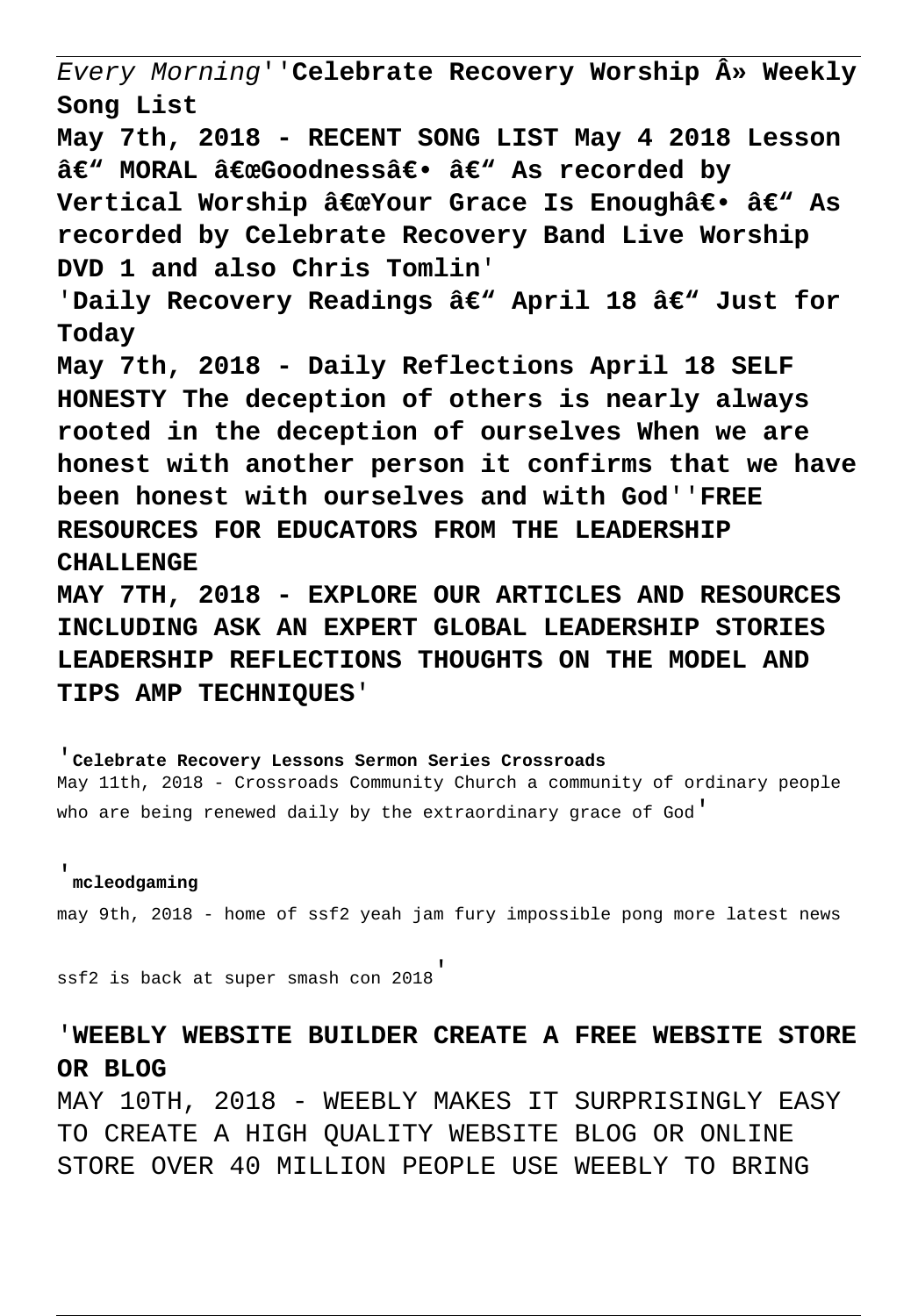*Every Morning*''**Celebrate Recovery Worship Â» Weekly Song List**

**May 7th, 2018 - RECENT SONG LIST May 4 2018 Lesson â€" MORAL â€œGoodnessâ€• â€" As recorded by Vertical Worship â€œYour Grace Is Enoughâ€• â€" As recorded by Celebrate Recovery Band Live Worship DVD 1 and also Chris Tomlin**'

'**Daily Recovery Readings â€" April 18 â€" Just for Today**

**May 7th, 2018 - Daily Reflections April 18 SELF HONESTY The deception of others is nearly always rooted in the deception of ourselves When we are honest with another person it confirms that we have been honest with ourselves and with God**''**FREE RESOURCES FOR EDUCATORS FROM THE LEADERSHIP CHALLENGE**

**MAY 7TH, 2018 - EXPLORE OUR ARTICLES AND RESOURCES INCLUDING ASK AN EXPERT GLOBAL LEADERSHIP STORIES LEADERSHIP REFLECTIONS THOUGHTS ON THE MODEL AND TIPS AMP TECHNIQUES**'

'**Celebrate Recovery Lessons Sermon Series Crossroads**

May 11th, 2018 - Crossroads Community Church a community of ordinary people who are being renewed daily by the extraordinary grace of God'

'**mcleodgaming**

may 9th, 2018 - home of ssf2 yeah jam fury impossible pong more latest news ssf2 is back at super smash con 2018'

'**WEEBLY WEBSITE BUILDER CREATE A FREE WEBSITE STORE OR BLOG**

MAY 10TH, 2018 - WEEBLY MAKES IT SURPRISINGLY EASY TO CREATE A HIGH QUALITY WEBSITE BLOG OR ONLINE STORE OVER 40 MILLION PEOPLE USE WEEBLY TO BRING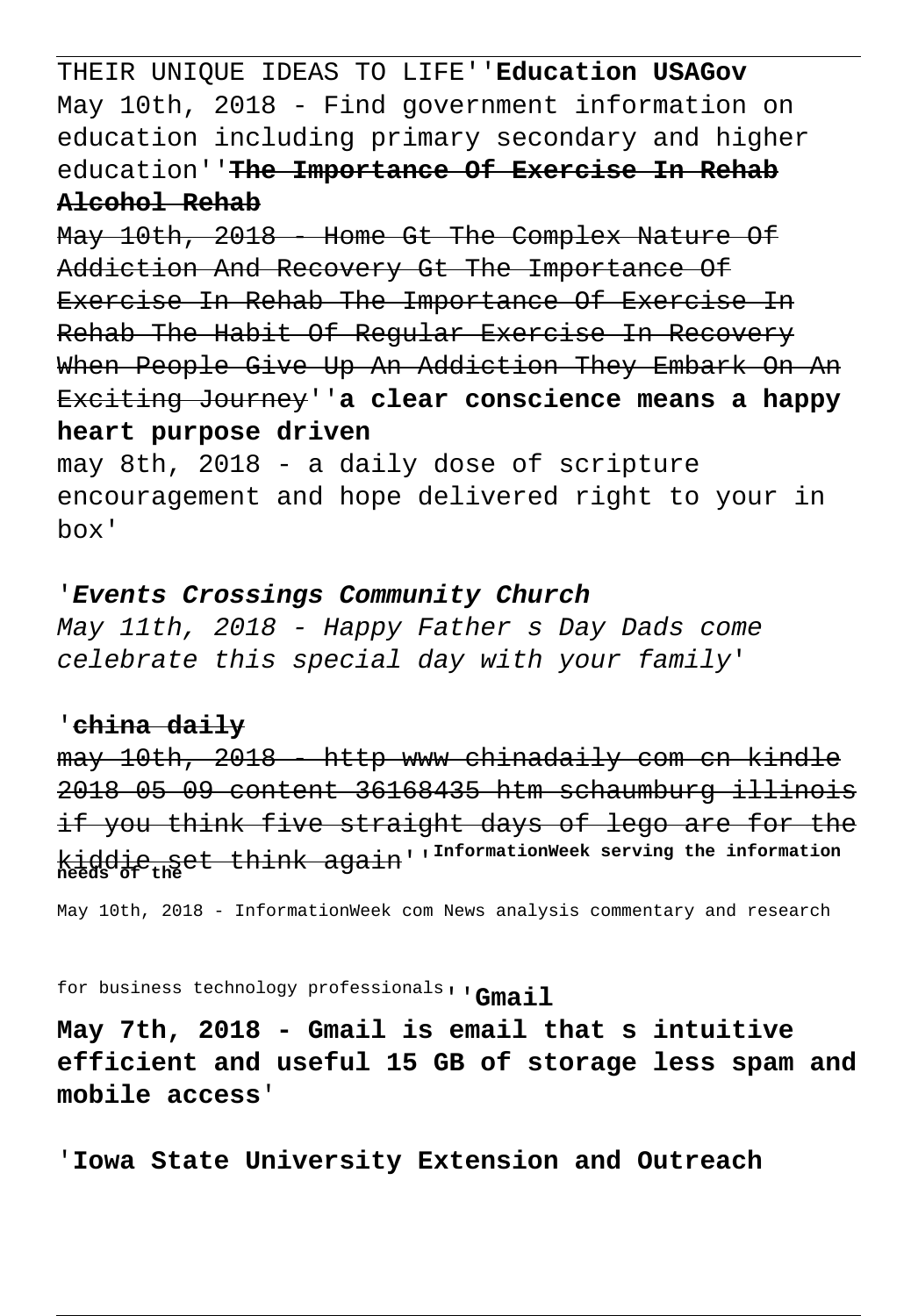THEIR UNIQUE IDEAS TO LIFE''**Education USAGov**
May 10th, 2018 - Find government information on education including primary secondary and higher education''~~**The Importance Of Exercise In Rehab Alcohol Rehab**~~
~~May 10th, 2018 - Home Gt The Complex Nature Of Addiction And Recovery Gt The Importance Of Exercise In Rehab The Importance Of Exercise In Rehab The Habit Of Regular Exercise In Recovery When People Give Up An Addiction They Embark On An Exciting Journey~~''**a clear conscience means a happy heart purpose driven**
may 8th, 2018 - a daily dose of scripture encouragement and hope delivered right to your in box'

'***Events Crossings Community Church***
*May 11th, 2018 - Happy Father s Day Dads come celebrate this special day with your family*'

'~~**china daily**~~
~~may 10th, 2018 - http www chinadaily com cn kindle 2018 05 09 content 36168435 htm schaumburg illinois if you think five straight days of lego are for the kiddie set think again~~''**InformationWeek serving the information needs of the**
May 10th, 2018 - InformationWeek com News analysis commentary and research for business technology professionals''**Gmail**
**May 7th, 2018 - Gmail is email that s intuitive efficient and useful 15 GB of storage less spam and mobile access**'

'**Iowa State University Extension and Outreach**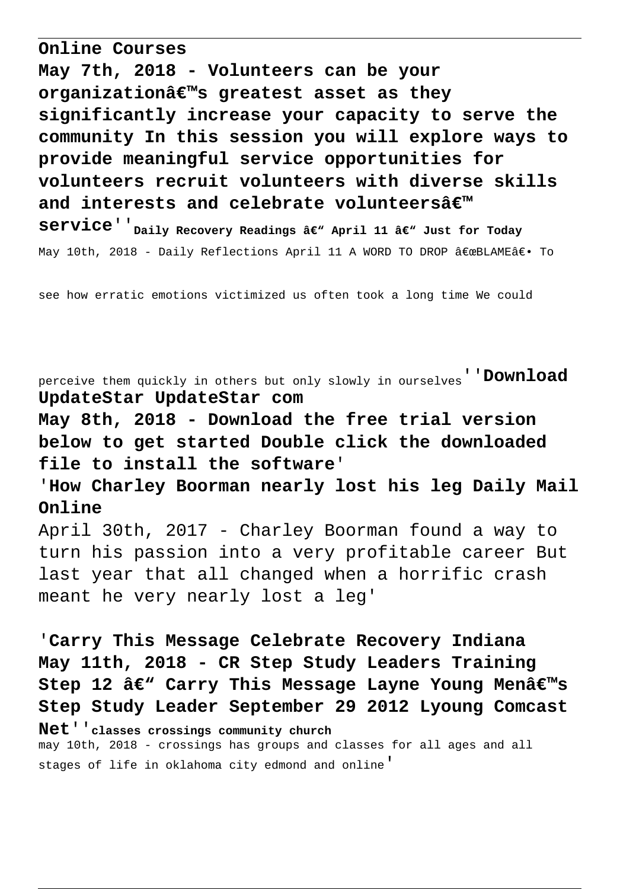**Online Courses**

**May 7th, 2018 - Volunteers can be your organizationâ€™s greatest asset as they significantly increase your capacity to serve the community In this session you will explore ways to provide meaningful service opportunities for volunteers recruit volunteers with diverse skills and interests and celebrate volunteersâ€™ service**''**Daily Recovery Readings â€“ April 11 â€“ Just for Today**

May 10th, 2018 - Daily Reflections April 11 A WORD TO DROP â€œBLAMEâ€• To see how erratic emotions victimized us often took a long time We could perceive them quickly in others but only slowly in ourselves''**Download UpdateStar UpdateStar com**

**May 8th, 2018 - Download the free trial version below to get started Double click the downloaded file to install the software**'

'**How Charley Boorman nearly lost his leg Daily Mail Online**

April 30th, 2017 - Charley Boorman found a way to turn his passion into a very profitable career But last year that all changed when a horrific crash meant he very nearly lost a leg'

'**Carry This Message Celebrate Recovery Indiana**

**May 11th, 2018 - CR Step Study Leaders Training Step 12 â€“ Carry This Message Layne Young Menâ€™s Step Study Leader September 29 2012 Lyoung Comcast Net**''**classes crossings community church**

may 10th, 2018 - crossings has groups and classes for all ages and all stages of life in oklahoma city edmond and online'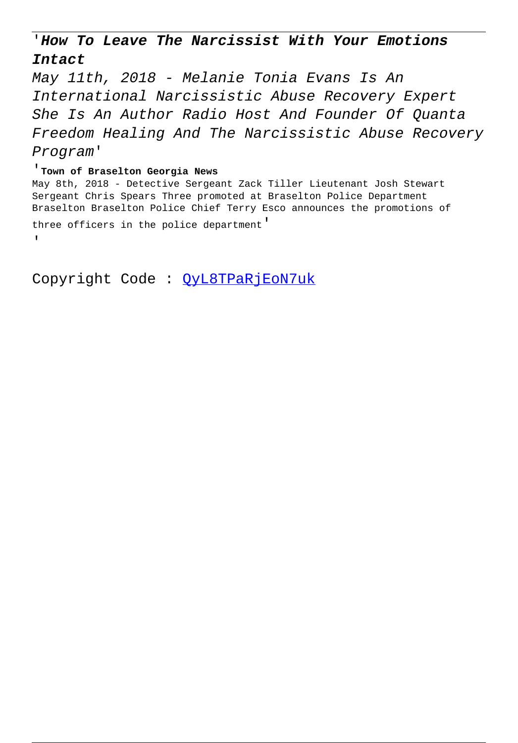'**How To Leave The Narcissist With Your Emotions Intact**

*May 11th, 2018 - Melanie Tonia Evans Is An International Narcissistic Abuse Recovery Expert She Is An Author Radio Host And Founder Of Quanta Freedom Healing And The Narcissistic Abuse Recovery Program'*

'**Town of Braselton Georgia News**

May 8th, 2018 - Detective Sergeant Zack Tiller Lieutenant Josh Stewart Sergeant Chris Spears Three promoted at Braselton Police Department Braselton Braselton Police Chief Terry Esco announces the promotions of three officers in the police department'

'

Copyright Code : QyL8TPaRjEoN7uk